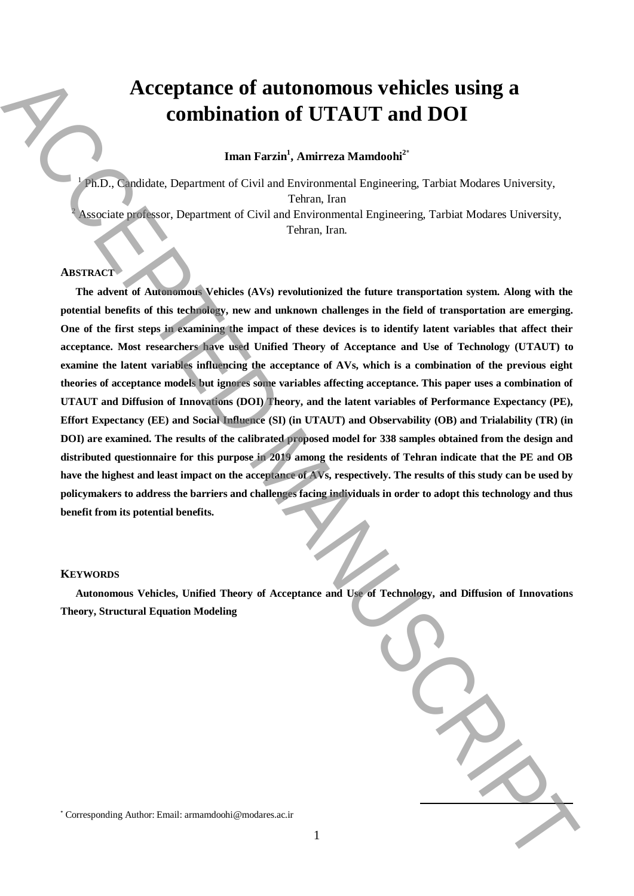# Acceptance of autonomous vehicles using a combination of UTAUT and DOI

**Iman Farzin[1], Amirreza Mamdoohi[2*]**

[1] Ph.D., Candidate, Department of Civil and Environmental Engineering, Tarbiat Modares University, Tehran, Iran

[2] Associate professor, Department of Civil and Environmental Engineering, Tarbiat Modares University, Tehran, Iran.

## ABSTRACT

**The advent of Autonomous Vehicles (AVs) revolutionized the future transportation system. Along with the potential benefits of this technology, new and unknown challenges in the field of transportation are emerging. One of the first steps in examining the impact of these devices is to identify latent variables that affect their acceptance. Most researchers have used Unified Theory of Acceptance and Use of Technology (UTAUT) to examine the latent variables influencing the acceptance of AVs, which is a combination of the previous eight theories of acceptance models but ignores some variables affecting acceptance. This paper uses a combination of UTAUT and Diffusion of Innovations (DOI) Theory, and the latent variables of Performance Expectancy (PE), Effort Expectancy (EE) and Social Influence (SI) (in UTAUT) and Observability (OB) and Trialability (TR) (in DOI) are examined. The results of the calibrated proposed model for 338 samples obtained from the design and distributed questionnaire for this purpose in 2019 among the residents of Tehran indicate that the PE and OB have the highest and least impact on the acceptance of AVs, respectively. The results of this study can be used by policymakers to address the barriers and challenges facing individuals in order to adopt this technology and thus benefit from its potential benefits.**

## KEYWORDS

**Autonomous Vehicles, Unified Theory of Acceptance and Use of Technology, and Diffusion of Innovations Theory, Structural Equation Modeling**

[*] Corresponding Author: Email: armamdoohi@modares.ac.ir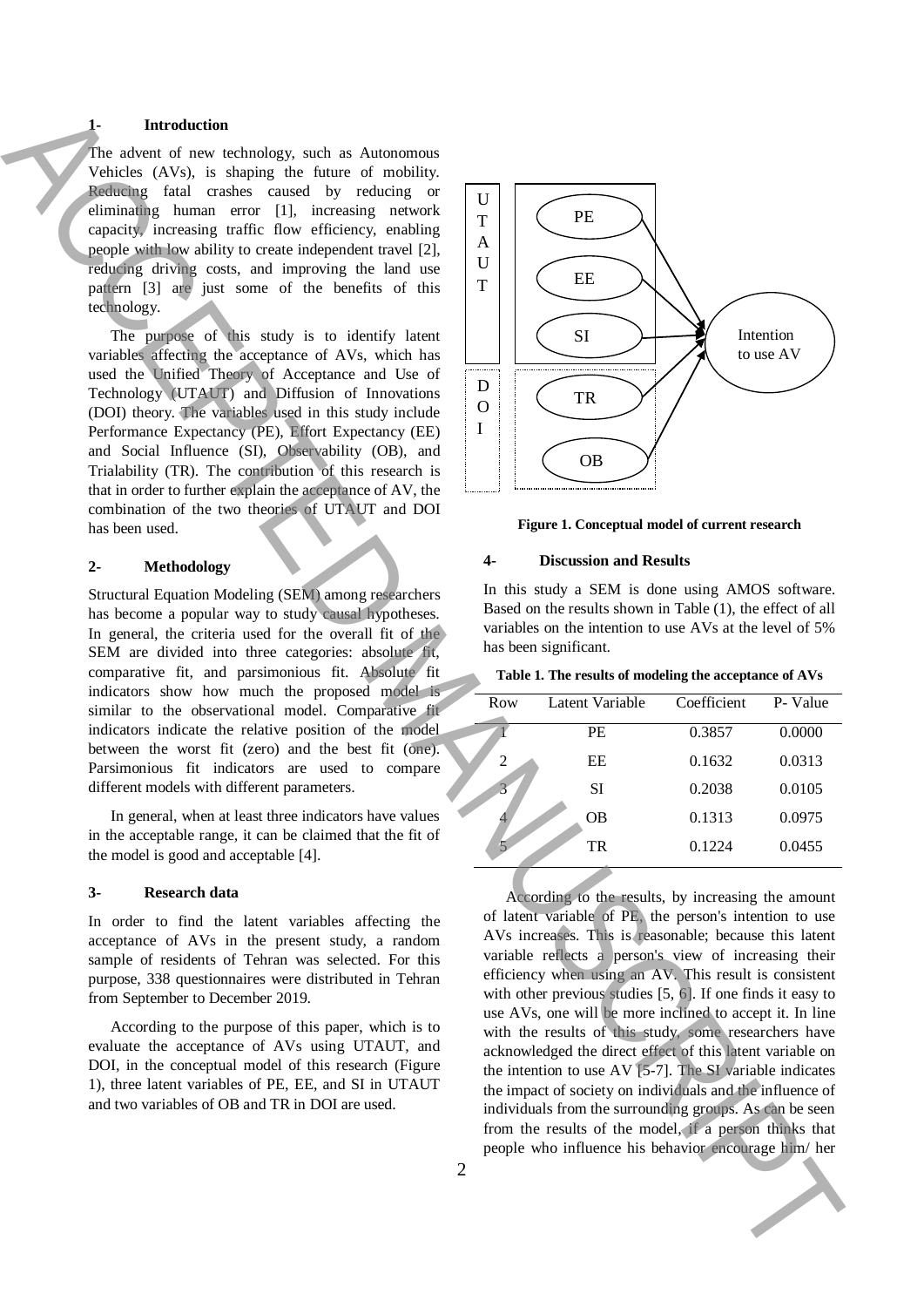## 1- Introduction

The advent of new technology, such as Autonomous Vehicles (AVs), is shaping the future of mobility. Reducing fatal crashes caused by reducing or eliminating human error [1], increasing network capacity, increasing traffic flow efficiency, enabling people with low ability to create independent travel [2], reducing driving costs, and improving the land use pattern [3] are just some of the benefits of this technology.

The purpose of this study is to identify latent variables affecting the acceptance of AVs, which has used the Unified Theory of Acceptance and Use of Technology (UTAUT) and Diffusion of Innovations (DOI) theory. The variables used in this study include Performance Expectancy (PE), Effort Expectancy (EE) and Social Influence (SI), Observability (OB), and Trialability (TR). The contribution of this research is that in order to further explain the acceptance of AV, the combination of the two theories of UTAUT and DOI has been used.

## 2- Methodology

Structural Equation Modeling (SEM) among researchers has become a popular way to study causal hypotheses. In general, the criteria used for the overall fit of the SEM are divided into three categories: absolute fit, comparative fit, and parsimonious fit. Absolute fit indicators show how much the proposed model is similar to the observational model. Comparative fit indicators indicate the relative position of the model between the worst fit (zero) and the best fit (one). Parsimonious fit indicators are used to compare different models with different parameters.

In general, when at least three indicators have values in the acceptable range, it can be claimed that the fit of the model is good and acceptable [4].

## 3- Research data

In order to find the latent variables affecting the acceptance of AVs in the present study, a random sample of residents of Tehran was selected. For this purpose, 338 questionnaires were distributed in Tehran from September to December 2019.

According to the purpose of this paper, which is to evaluate the acceptance of AVs using UTAUT, and DOI, in the conceptual model of this research (Figure 1), three latent variables of PE, EE, and SI in UTAUT and two variables of OB and TR in DOI are used.

UTAUT: PE, EE, SI → Intention to use AV
DOI: TR, OB → Intention to use AV

**Figure 1. Conceptual model of current research**

## 4- Discussion and Results

In this study a SEM is done using AMOS software. Based on the results shown in Table (1), the effect of all variables on the intention to use AVs at the level of 5% has been significant.

**Table 1. The results of modeling the acceptance of AVs**

| Row | Latent Variable | Coefficient | P- Value |
|---|---|---|---|
| 1 | PE | 0.3857 | 0.0000 |
| 2 | EE | 0.1632 | 0.0313 |
| 3 | SI | 0.2038 | 0.0105 |
| 4 | OB | 0.1313 | 0.0975 |
| 5 | TR | 0.1224 | 0.0455 |

According to the results, by increasing the amount of latent variable of PE, the person's intention to use AVs increases. This is reasonable; because this latent variable reflects a person's view of increasing their efficiency when using an AV. This result is consistent with other previous studies [5, 6]. If one finds it easy to use AVs, one will be more inclined to accept it. In line with the results of this study, some researchers have acknowledged the direct effect of this latent variable on the intention to use AV [5-7]. The SI variable indicates the impact of society on individuals and the influence of individuals from the surrounding groups. As can be seen from the results of the model, if a person thinks that people who influence his behavior encourage him/ her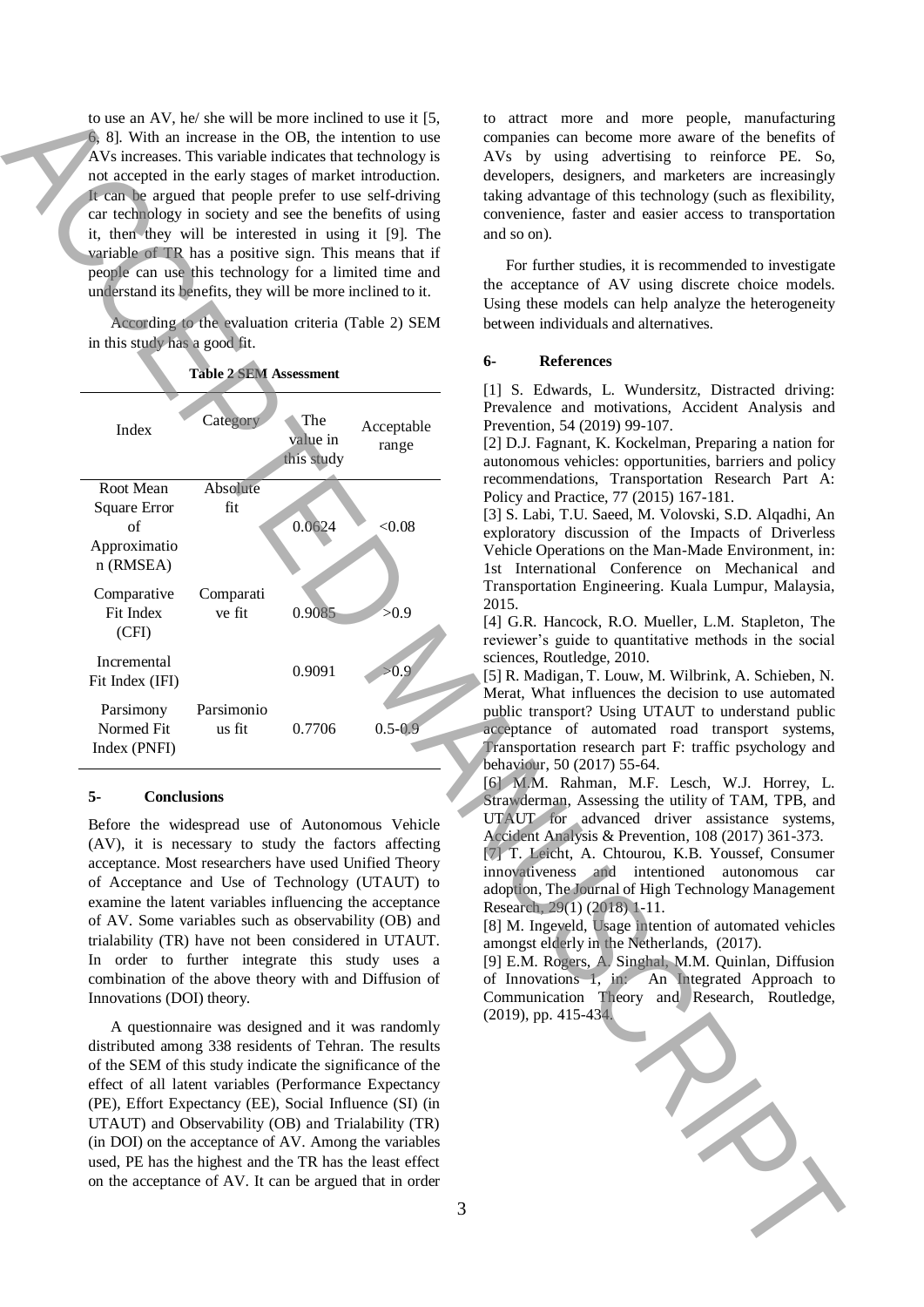to use an AV, he/ she will be more inclined to use it [5, 6, 8]. With an increase in the OB, the intention to use AVs increases. This variable indicates that technology is not accepted in the early stages of market introduction. It can be argued that people prefer to use self-driving car technology in society and see the benefits of using it, then they will be interested in using it [9]. The variable of TR has a positive sign. This means that if people can use this technology for a limited time and understand its benefits, they will be more inclined to it.

According to the evaluation criteria (Table 2) SEM in this study has a good fit.

**Table 2 SEM Assessment**

| Index | Category | The value in this study | Acceptable range |
|---|---|---|---|
| Root Mean Square Error of Approximation (RMSEA) | Absolute fit | 0.0624 | <0.08 |
| Comparative Fit Index (CFI) | Comparative fit | 0.9085 | >0.9 |
| Incremental Fit Index (IFI) | | 0.9091 | >0.9 |
| Parsimony Normed Fit Index (PNFI) | Parsimonious fit | 0.7706 | 0.5-0.9 |

## 5- Conclusions

Before the widespread use of Autonomous Vehicle (AV), it is necessary to study the factors affecting acceptance. Most researchers have used Unified Theory of Acceptance and Use of Technology (UTAUT) to examine the latent variables influencing the acceptance of AV. Some variables such as observability (OB) and trialability (TR) have not been considered in UTAUT. In order to further integrate this study uses a combination of the above theory with and Diffusion of Innovations (DOI) theory.

A questionnaire was designed and it was randomly distributed among 338 residents of Tehran. The results of the SEM of this study indicate the significance of the effect of all latent variables (Performance Expectancy (PE), Effort Expectancy (EE), Social Influence (SI) (in UTAUT) and Observability (OB) and Trialability (TR) (in DOI) on the acceptance of AV. Among the variables used, PE has the highest and the TR has the least effect on the acceptance of AV. It can be argued that in order to attract more and more people, manufacturing companies can become more aware of the benefits of AVs by using advertising to reinforce PE. So, developers, designers, and marketers are increasingly taking advantage of this technology (such as flexibility, convenience, faster and easier access to transportation and so on).

For further studies, it is recommended to investigate the acceptance of AV using discrete choice models. Using these models can help analyze the heterogeneity between individuals and alternatives.

## 6- References

[1] S. Edwards, L. Wundersitz, Distracted driving: Prevalence and motivations, Accident Analysis and Prevention, 54 (2019) 99-107.

[2] D.J. Fagnant, K. Kockelman, Preparing a nation for autonomous vehicles: opportunities, barriers and policy recommendations, Transportation Research Part A: Policy and Practice, 77 (2015) 167-181.

[3] S. Labi, T.U. Saeed, M. Volovski, S.D. Alqadhi, An exploratory discussion of the Impacts of Driverless Vehicle Operations on the Man-Made Environment, in: 1st International Conference on Mechanical and Transportation Engineering. Kuala Lumpur, Malaysia, 2015.

[4] G.R. Hancock, R.O. Mueller, L.M. Stapleton, The reviewer's guide to quantitative methods in the social sciences, Routledge, 2010.

[5] R. Madigan, T. Louw, M. Wilbrink, A. Schieben, N. Merat, What influences the decision to use automated public transport? Using UTAUT to understand public acceptance of automated road transport systems, Transportation research part F: traffic psychology and behaviour, 50 (2017) 55-64.

[6] M.M. Rahman, M.F. Lesch, W.J. Horrey, L. Strawderman, Assessing the utility of TAM, TPB, and UTAUT for advanced driver assistance systems, Accident Analysis & Prevention, 108 (2017) 361-373.

[7] T. Leicht, A. Chtourou, K.B. Youssef, Consumer innovativeness and intentioned autonomous car adoption, The Journal of High Technology Management Research, 29(1) (2018) 1-11.

[8] M. Ingeveld, Usage intention of automated vehicles amongst elderly in the Netherlands, (2017).

[9] E.M. Rogers, A. Singhal, M.M. Quinlan, Diffusion of Innovations 1, in: An Integrated Approach to Communication Theory and Research, Routledge, (2019), pp. 415-434.